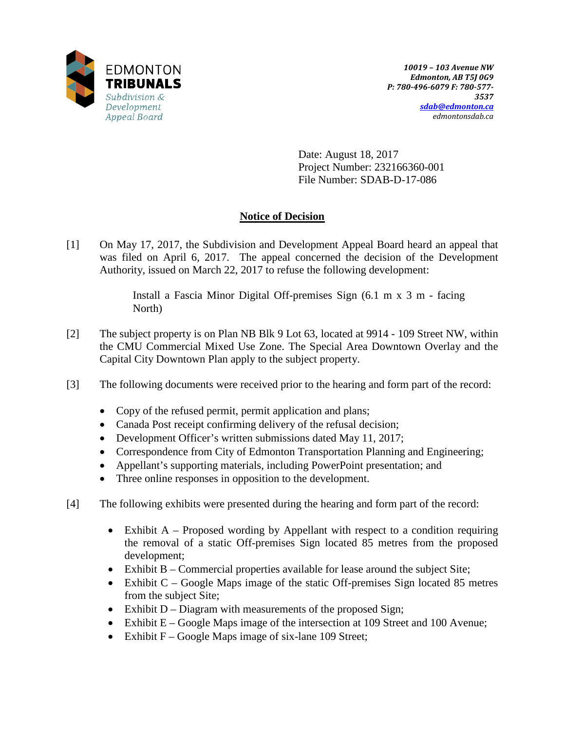EDMONTON
**TRIBUNALS**
*Subdivision & Development Appeal Board*

***10019 – 103 Avenue NW***
***Edmonton, AB T5J 0G9***
***P: 780-496-6079 F: 780-577-3537***
***sdab@edmonton.ca***
*edmontonsdab.ca*

Date: August 18, 2017
Project Number: 232166360-001
File Number: SDAB-D-17-086

## Notice of Decision

[1] On May 17, 2017, the Subdivision and Development Appeal Board heard an appeal that was filed on April 6, 2017. The appeal concerned the decision of the Development Authority, issued on March 22, 2017 to refuse the following development:

> Install a Fascia Minor Digital Off-premises Sign (6.1 m x 3 m - facing North)

[2] The subject property is on Plan NB Blk 9 Lot 63, located at 9914 - 109 Street NW, within the CMU Commercial Mixed Use Zone. The Special Area Downtown Overlay and the Capital City Downtown Plan apply to the subject property.

[3] The following documents were received prior to the hearing and form part of the record:

- Copy of the refused permit, permit application and plans;
- Canada Post receipt confirming delivery of the refusal decision;
- Development Officer's written submissions dated May 11, 2017;
- Correspondence from City of Edmonton Transportation Planning and Engineering;
- Appellant's supporting materials, including PowerPoint presentation; and
- Three online responses in opposition to the development.

[4] The following exhibits were presented during the hearing and form part of the record:

- Exhibit A – Proposed wording by Appellant with respect to a condition requiring the removal of a static Off-premises Sign located 85 metres from the proposed development;
- Exhibit B – Commercial properties available for lease around the subject Site;
- Exhibit C – Google Maps image of the static Off-premises Sign located 85 metres from the subject Site;
- Exhibit D – Diagram with measurements of the proposed Sign;
- Exhibit E – Google Maps image of the intersection at 109 Street and 100 Avenue;
- Exhibit F – Google Maps image of six-lane 109 Street;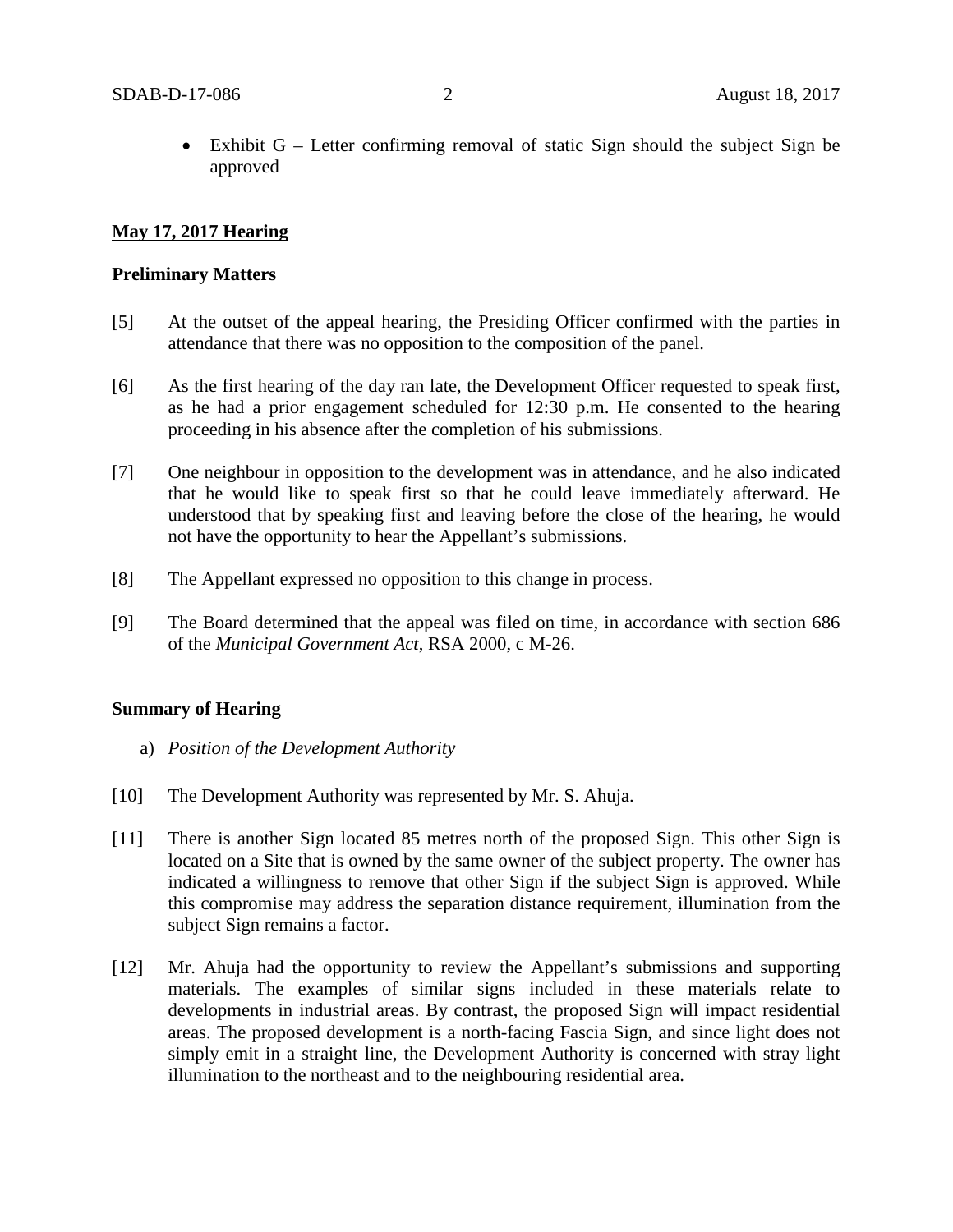- Exhibit G – Letter confirming removal of static Sign should the subject Sign be approved

**May 17, 2017 Hearing**

**Preliminary Matters**

[5] At the outset of the appeal hearing, the Presiding Officer confirmed with the parties in attendance that there was no opposition to the composition of the panel.

[6] As the first hearing of the day ran late, the Development Officer requested to speak first, as he had a prior engagement scheduled for 12:30 p.m. He consented to the hearing proceeding in his absence after the completion of his submissions.

[7] One neighbour in opposition to the development was in attendance, and he also indicated that he would like to speak first so that he could leave immediately afterward. He understood that by speaking first and leaving before the close of the hearing, he would not have the opportunity to hear the Appellant's submissions.

[8] The Appellant expressed no opposition to this change in process.

[9] The Board determined that the appeal was filed on time, in accordance with section 686 of the *Municipal Government Act*, RSA 2000, c M-26.

**Summary of Hearing**

a) *Position of the Development Authority*

[10] The Development Authority was represented by Mr. S. Ahuja.

[11] There is another Sign located 85 metres north of the proposed Sign. This other Sign is located on a Site that is owned by the same owner of the subject property. The owner has indicated a willingness to remove that other Sign if the subject Sign is approved. While this compromise may address the separation distance requirement, illumination from the subject Sign remains a factor.

[12] Mr. Ahuja had the opportunity to review the Appellant's submissions and supporting materials. The examples of similar signs included in these materials relate to developments in industrial areas. By contrast, the proposed Sign will impact residential areas. The proposed development is a north-facing Fascia Sign, and since light does not simply emit in a straight line, the Development Authority is concerned with stray light illumination to the northeast and to the neighbouring residential area.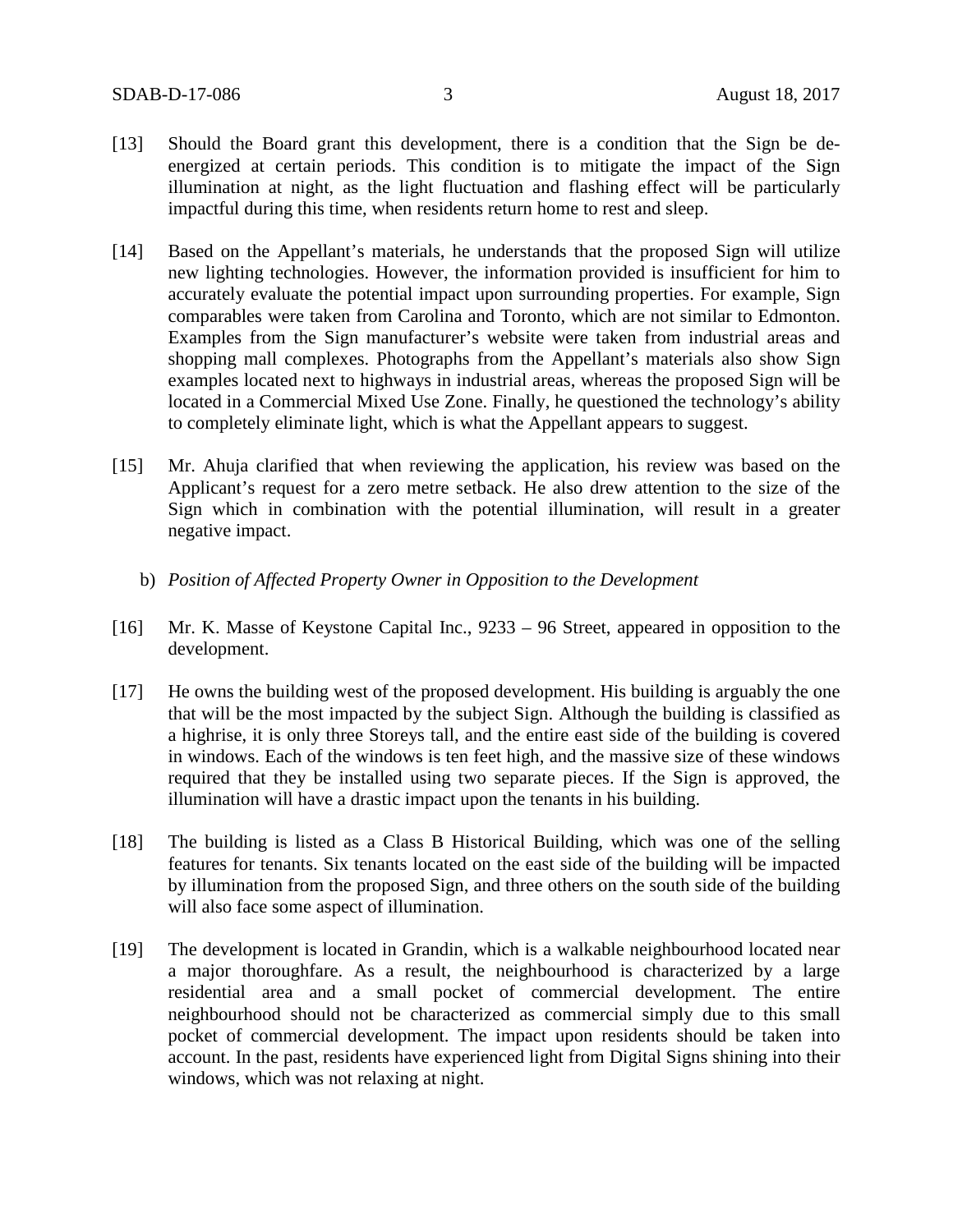[13] Should the Board grant this development, there is a condition that the Sign be de-energized at certain periods. This condition is to mitigate the impact of the Sign illumination at night, as the light fluctuation and flashing effect will be particularly impactful during this time, when residents return home to rest and sleep.

[14] Based on the Appellant's materials, he understands that the proposed Sign will utilize new lighting technologies. However, the information provided is insufficient for him to accurately evaluate the potential impact upon surrounding properties. For example, Sign comparables were taken from Carolina and Toronto, which are not similar to Edmonton. Examples from the Sign manufacturer's website were taken from industrial areas and shopping mall complexes. Photographs from the Appellant's materials also show Sign examples located next to highways in industrial areas, whereas the proposed Sign will be located in a Commercial Mixed Use Zone. Finally, he questioned the technology's ability to completely eliminate light, which is what the Appellant appears to suggest.

[15] Mr. Ahuja clarified that when reviewing the application, his review was based on the Applicant's request for a zero metre setback. He also drew attention to the size of the Sign which in combination with the potential illumination, will result in a greater negative impact.

b) *Position of Affected Property Owner in Opposition to the Development*

[16] Mr. K. Masse of Keystone Capital Inc., 9233 – 96 Street, appeared in opposition to the development.

[17] He owns the building west of the proposed development. His building is arguably the one that will be the most impacted by the subject Sign. Although the building is classified as a highrise, it is only three Storeys tall, and the entire east side of the building is covered in windows. Each of the windows is ten feet high, and the massive size of these windows required that they be installed using two separate pieces. If the Sign is approved, the illumination will have a drastic impact upon the tenants in his building.

[18] The building is listed as a Class B Historical Building, which was one of the selling features for tenants. Six tenants located on the east side of the building will be impacted by illumination from the proposed Sign, and three others on the south side of the building will also face some aspect of illumination.

[19] The development is located in Grandin, which is a walkable neighbourhood located near a major thoroughfare. As a result, the neighbourhood is characterized by a large residential area and a small pocket of commercial development. The entire neighbourhood should not be characterized as commercial simply due to this small pocket of commercial development. The impact upon residents should be taken into account. In the past, residents have experienced light from Digital Signs shining into their windows, which was not relaxing at night.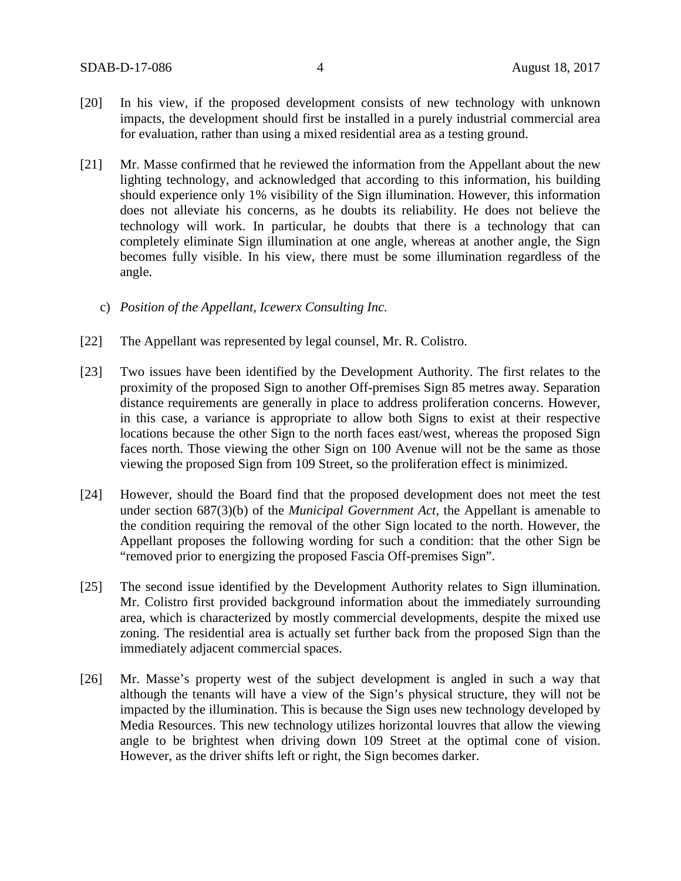[20] In his view, if the proposed development consists of new technology with unknown impacts, the development should first be installed in a purely industrial commercial area for evaluation, rather than using a mixed residential area as a testing ground.

[21] Mr. Masse confirmed that he reviewed the information from the Appellant about the new lighting technology, and acknowledged that according to this information, his building should experience only 1% visibility of the Sign illumination. However, this information does not alleviate his concerns, as he doubts its reliability. He does not believe the technology will work. In particular, he doubts that there is a technology that can completely eliminate Sign illumination at one angle, whereas at another angle, the Sign becomes fully visible. In his view, there must be some illumination regardless of the angle.

c) *Position of the Appellant, Icewerx Consulting Inc.*

[22] The Appellant was represented by legal counsel, Mr. R. Colistro.

[23] Two issues have been identified by the Development Authority. The first relates to the proximity of the proposed Sign to another Off-premises Sign 85 metres away. Separation distance requirements are generally in place to address proliferation concerns. However, in this case, a variance is appropriate to allow both Signs to exist at their respective locations because the other Sign to the north faces east/west, whereas the proposed Sign faces north. Those viewing the other Sign on 100 Avenue will not be the same as those viewing the proposed Sign from 109 Street, so the proliferation effect is minimized.

[24] However, should the Board find that the proposed development does not meet the test under section 687(3)(b) of the *Municipal Government Act*, the Appellant is amenable to the condition requiring the removal of the other Sign located to the north. However, the Appellant proposes the following wording for such a condition: that the other Sign be "removed prior to energizing the proposed Fascia Off-premises Sign".

[25] The second issue identified by the Development Authority relates to Sign illumination. Mr. Colistro first provided background information about the immediately surrounding area, which is characterized by mostly commercial developments, despite the mixed use zoning. The residential area is actually set further back from the proposed Sign than the immediately adjacent commercial spaces.

[26] Mr. Masse's property west of the subject development is angled in such a way that although the tenants will have a view of the Sign's physical structure, they will not be impacted by the illumination. This is because the Sign uses new technology developed by Media Resources. This new technology utilizes horizontal louvres that allow the viewing angle to be brightest when driving down 109 Street at the optimal cone of vision. However, as the driver shifts left or right, the Sign becomes darker.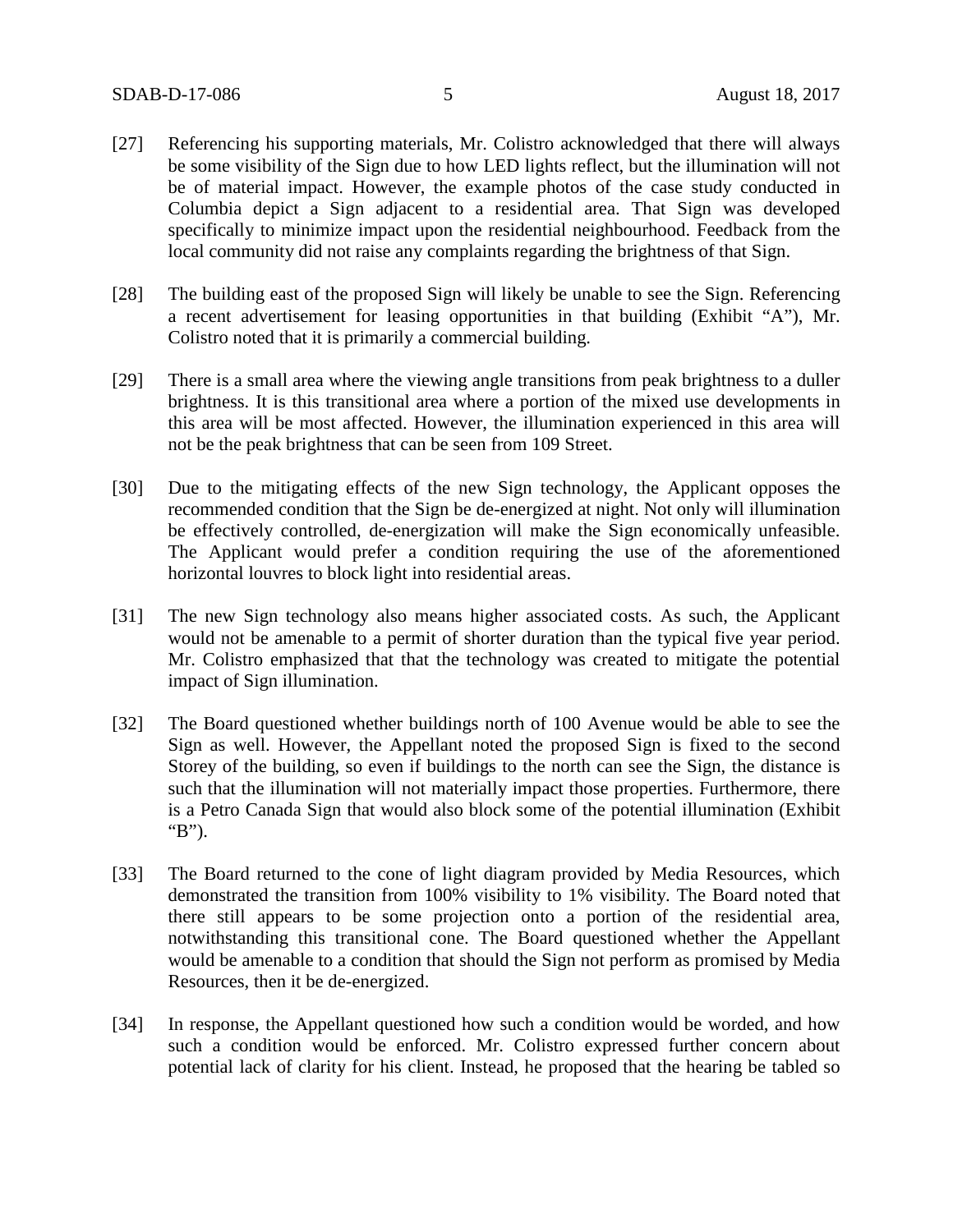[27] Referencing his supporting materials, Mr. Colistro acknowledged that there will always be some visibility of the Sign due to how LED lights reflect, but the illumination will not be of material impact. However, the example photos of the case study conducted in Columbia depict a Sign adjacent to a residential area. That Sign was developed specifically to minimize impact upon the residential neighbourhood. Feedback from the local community did not raise any complaints regarding the brightness of that Sign.

[28] The building east of the proposed Sign will likely be unable to see the Sign. Referencing a recent advertisement for leasing opportunities in that building (Exhibit "A"), Mr. Colistro noted that it is primarily a commercial building.

[29] There is a small area where the viewing angle transitions from peak brightness to a duller brightness. It is this transitional area where a portion of the mixed use developments in this area will be most affected. However, the illumination experienced in this area will not be the peak brightness that can be seen from 109 Street.

[30] Due to the mitigating effects of the new Sign technology, the Applicant opposes the recommended condition that the Sign be de-energized at night. Not only will illumination be effectively controlled, de-energization will make the Sign economically unfeasible. The Applicant would prefer a condition requiring the use of the aforementioned horizontal louvres to block light into residential areas.

[31] The new Sign technology also means higher associated costs. As such, the Applicant would not be amenable to a permit of shorter duration than the typical five year period. Mr. Colistro emphasized that that the technology was created to mitigate the potential impact of Sign illumination.

[32] The Board questioned whether buildings north of 100 Avenue would be able to see the Sign as well. However, the Appellant noted the proposed Sign is fixed to the second Storey of the building, so even if buildings to the north can see the Sign, the distance is such that the illumination will not materially impact those properties. Furthermore, there is a Petro Canada Sign that would also block some of the potential illumination (Exhibit "B").

[33] The Board returned to the cone of light diagram provided by Media Resources, which demonstrated the transition from 100% visibility to 1% visibility. The Board noted that there still appears to be some projection onto a portion of the residential area, notwithstanding this transitional cone. The Board questioned whether the Appellant would be amenable to a condition that should the Sign not perform as promised by Media Resources, then it be de-energized.

[34] In response, the Appellant questioned how such a condition would be worded, and how such a condition would be enforced. Mr. Colistro expressed further concern about potential lack of clarity for his client. Instead, he proposed that the hearing be tabled so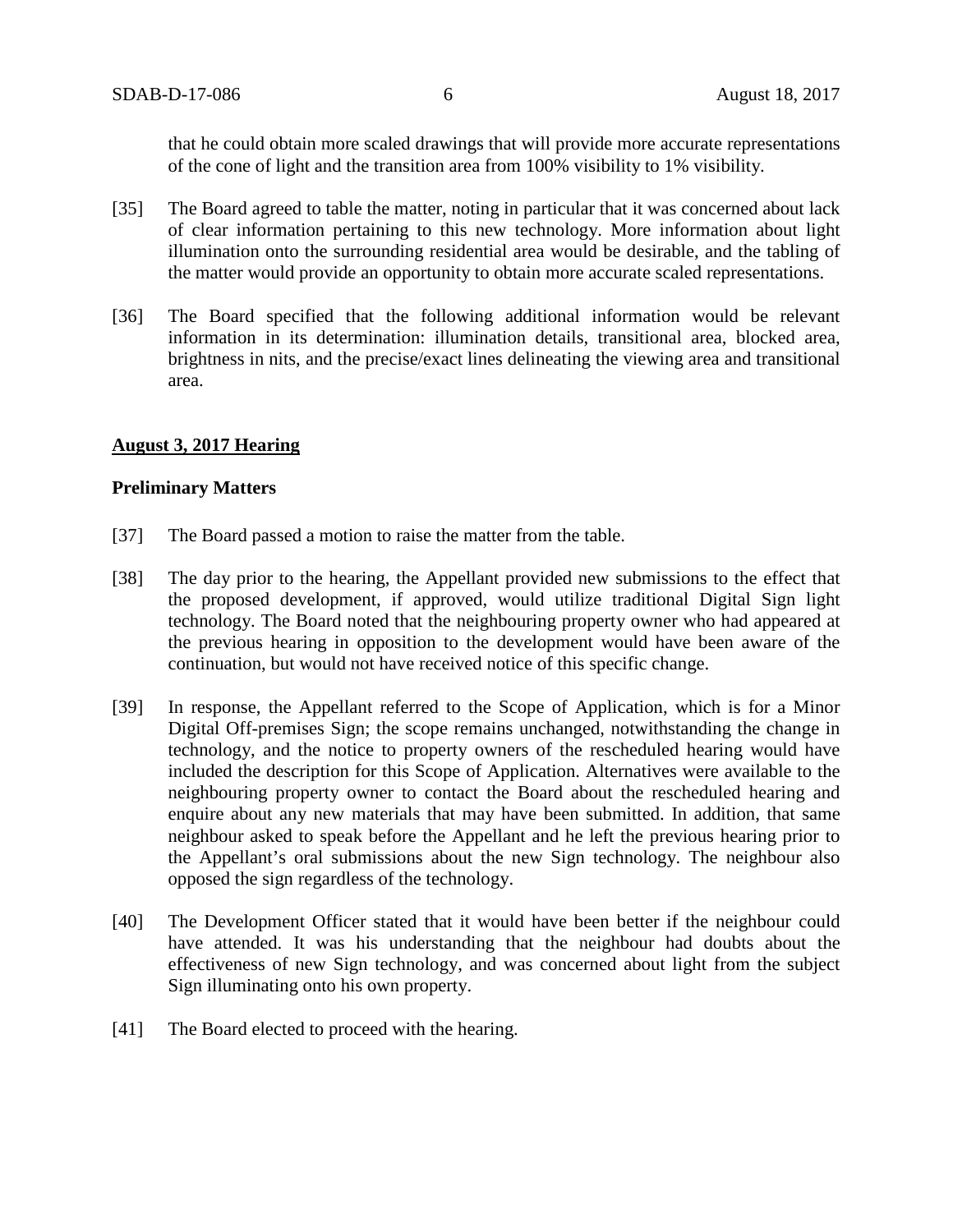that he could obtain more scaled drawings that will provide more accurate representations of the cone of light and the transition area from 100% visibility to 1% visibility.

[35] The Board agreed to table the matter, noting in particular that it was concerned about lack of clear information pertaining to this new technology. More information about light illumination onto the surrounding residential area would be desirable, and the tabling of the matter would provide an opportunity to obtain more accurate scaled representations.

[36] The Board specified that the following additional information would be relevant information in its determination: illumination details, transitional area, blocked area, brightness in nits, and the precise/exact lines delineating the viewing area and transitional area.

**August 3, 2017 Hearing**

**Preliminary Matters**

[37] The Board passed a motion to raise the matter from the table.

[38] The day prior to the hearing, the Appellant provided new submissions to the effect that the proposed development, if approved, would utilize traditional Digital Sign light technology. The Board noted that the neighbouring property owner who had appeared at the previous hearing in opposition to the development would have been aware of the continuation, but would not have received notice of this specific change.

[39] In response, the Appellant referred to the Scope of Application, which is for a Minor Digital Off-premises Sign; the scope remains unchanged, notwithstanding the change in technology, and the notice to property owners of the rescheduled hearing would have included the description for this Scope of Application. Alternatives were available to the neighbouring property owner to contact the Board about the rescheduled hearing and enquire about any new materials that may have been submitted. In addition, that same neighbour asked to speak before the Appellant and he left the previous hearing prior to the Appellant's oral submissions about the new Sign technology. The neighbour also opposed the sign regardless of the technology.

[40] The Development Officer stated that it would have been better if the neighbour could have attended. It was his understanding that the neighbour had doubts about the effectiveness of new Sign technology, and was concerned about light from the subject Sign illuminating onto his own property.

[41] The Board elected to proceed with the hearing.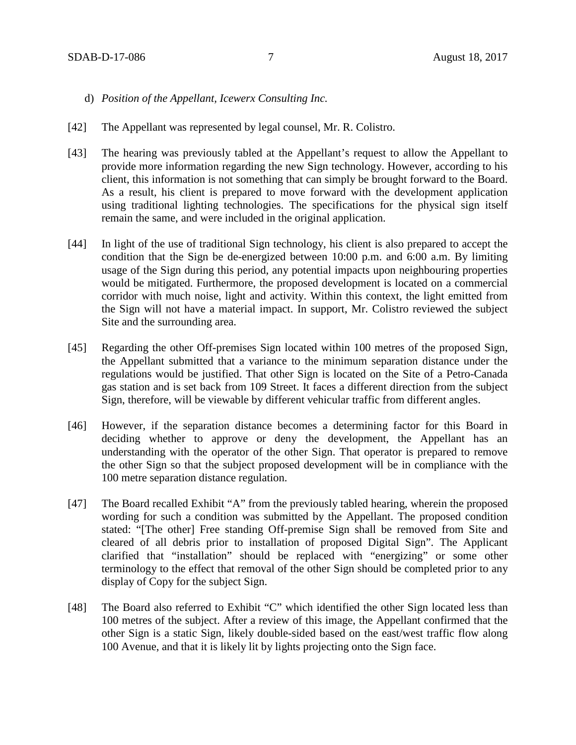d) *Position of the Appellant, Icewerx Consulting Inc.*

[42] The Appellant was represented by legal counsel, Mr. R. Colistro.

[43] The hearing was previously tabled at the Appellant's request to allow the Appellant to provide more information regarding the new Sign technology. However, according to his client, this information is not something that can simply be brought forward to the Board. As a result, his client is prepared to move forward with the development application using traditional lighting technologies. The specifications for the physical sign itself remain the same, and were included in the original application.

[44] In light of the use of traditional Sign technology, his client is also prepared to accept the condition that the Sign be de-energized between 10:00 p.m. and 6:00 a.m. By limiting usage of the Sign during this period, any potential impacts upon neighbouring properties would be mitigated. Furthermore, the proposed development is located on a commercial corridor with much noise, light and activity. Within this context, the light emitted from the Sign will not have a material impact. In support, Mr. Colistro reviewed the subject Site and the surrounding area.

[45] Regarding the other Off-premises Sign located within 100 metres of the proposed Sign, the Appellant submitted that a variance to the minimum separation distance under the regulations would be justified. That other Sign is located on the Site of a Petro-Canada gas station and is set back from 109 Street. It faces a different direction from the subject Sign, therefore, will be viewable by different vehicular traffic from different angles.

[46] However, if the separation distance becomes a determining factor for this Board in deciding whether to approve or deny the development, the Appellant has an understanding with the operator of the other Sign. That operator is prepared to remove the other Sign so that the subject proposed development will be in compliance with the 100 metre separation distance regulation.

[47] The Board recalled Exhibit "A" from the previously tabled hearing, wherein the proposed wording for such a condition was submitted by the Appellant. The proposed condition stated: "[The other] Free standing Off-premise Sign shall be removed from Site and cleared of all debris prior to installation of proposed Digital Sign". The Applicant clarified that "installation" should be replaced with "energizing" or some other terminology to the effect that removal of the other Sign should be completed prior to any display of Copy for the subject Sign.

[48] The Board also referred to Exhibit "C" which identified the other Sign located less than 100 metres of the subject. After a review of this image, the Appellant confirmed that the other Sign is a static Sign, likely double-sided based on the east/west traffic flow along 100 Avenue, and that it is likely lit by lights projecting onto the Sign face.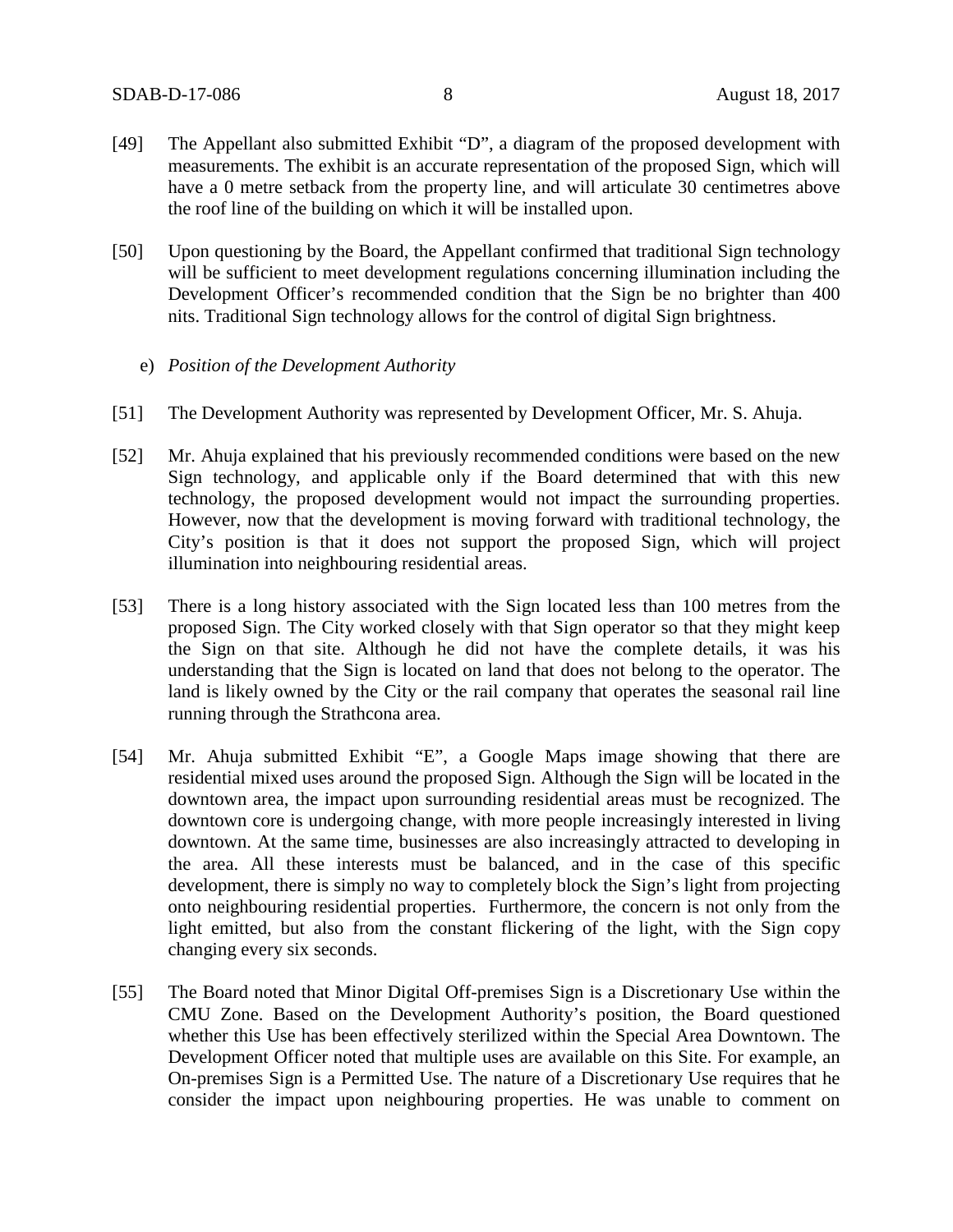[49] The Appellant also submitted Exhibit "D", a diagram of the proposed development with measurements. The exhibit is an accurate representation of the proposed Sign, which will have a 0 metre setback from the property line, and will articulate 30 centimetres above the roof line of the building on which it will be installed upon.

[50] Upon questioning by the Board, the Appellant confirmed that traditional Sign technology will be sufficient to meet development regulations concerning illumination including the Development Officer's recommended condition that the Sign be no brighter than 400 nits. Traditional Sign technology allows for the control of digital Sign brightness.

e) *Position of the Development Authority*

[51] The Development Authority was represented by Development Officer, Mr. S. Ahuja.

[52] Mr. Ahuja explained that his previously recommended conditions were based on the new Sign technology, and applicable only if the Board determined that with this new technology, the proposed development would not impact the surrounding properties. However, now that the development is moving forward with traditional technology, the City's position is that it does not support the proposed Sign, which will project illumination into neighbouring residential areas.

[53] There is a long history associated with the Sign located less than 100 metres from the proposed Sign. The City worked closely with that Sign operator so that they might keep the Sign on that site. Although he did not have the complete details, it was his understanding that the Sign is located on land that does not belong to the operator. The land is likely owned by the City or the rail company that operates the seasonal rail line running through the Strathcona area.

[54] Mr. Ahuja submitted Exhibit "E", a Google Maps image showing that there are residential mixed uses around the proposed Sign. Although the Sign will be located in the downtown area, the impact upon surrounding residential areas must be recognized. The downtown core is undergoing change, with more people increasingly interested in living downtown. At the same time, businesses are also increasingly attracted to developing in the area. All these interests must be balanced, and in the case of this specific development, there is simply no way to completely block the Sign's light from projecting onto neighbouring residential properties. Furthermore, the concern is not only from the light emitted, but also from the constant flickering of the light, with the Sign copy changing every six seconds.

[55] The Board noted that Minor Digital Off-premises Sign is a Discretionary Use within the CMU Zone. Based on the Development Authority's position, the Board questioned whether this Use has been effectively sterilized within the Special Area Downtown. The Development Officer noted that multiple uses are available on this Site. For example, an On-premises Sign is a Permitted Use. The nature of a Discretionary Use requires that he consider the impact upon neighbouring properties. He was unable to comment on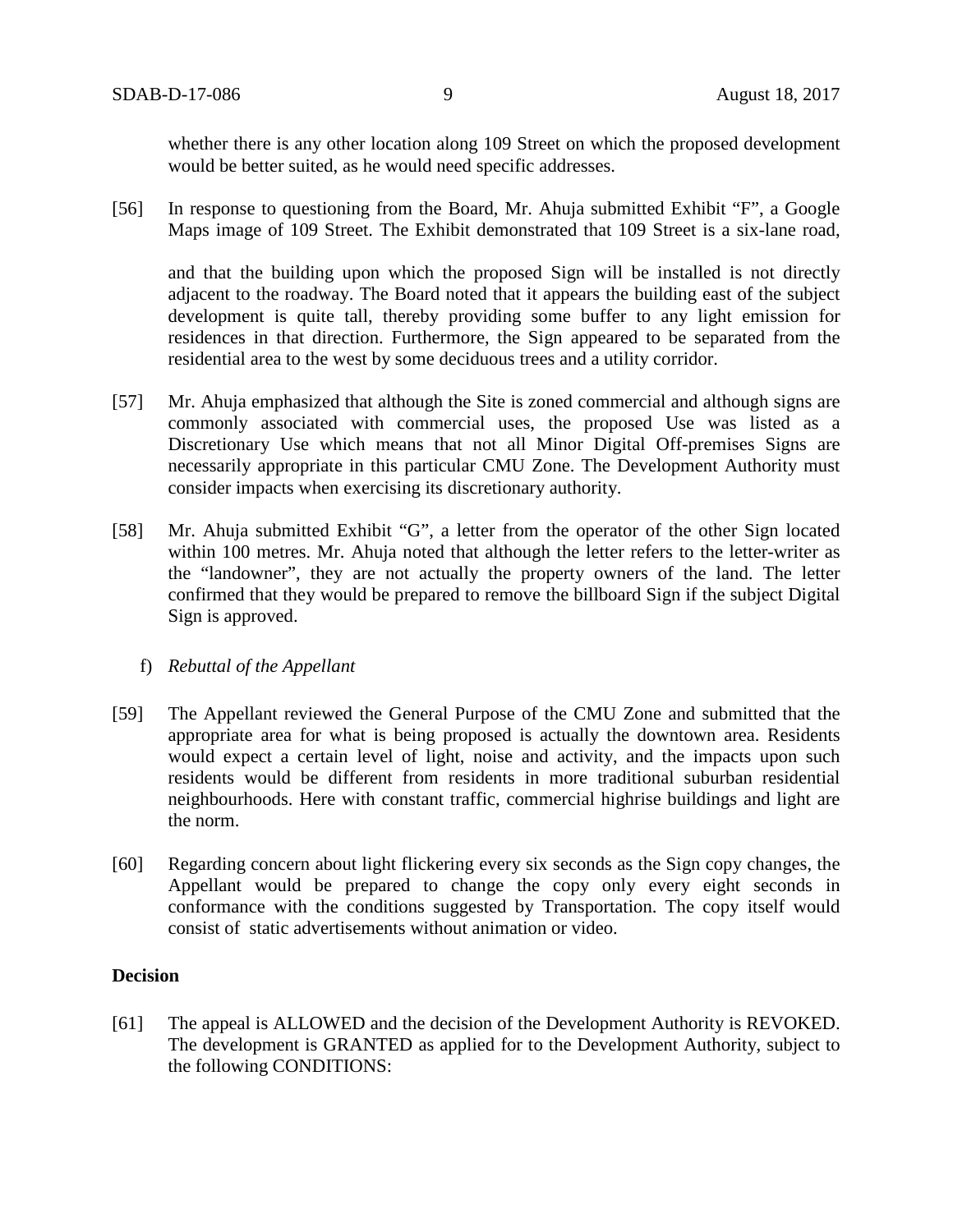whether there is any other location along 109 Street on which the proposed development would be better suited, as he would need specific addresses.

[56] In response to questioning from the Board, Mr. Ahuja submitted Exhibit "F", a Google Maps image of 109 Street. The Exhibit demonstrated that 109 Street is a six-lane road,

and that the building upon which the proposed Sign will be installed is not directly adjacent to the roadway. The Board noted that it appears the building east of the subject development is quite tall, thereby providing some buffer to any light emission for residences in that direction. Furthermore, the Sign appeared to be separated from the residential area to the west by some deciduous trees and a utility corridor.

[57] Mr. Ahuja emphasized that although the Site is zoned commercial and although signs are commonly associated with commercial uses, the proposed Use was listed as a Discretionary Use which means that not all Minor Digital Off-premises Signs are necessarily appropriate in this particular CMU Zone. The Development Authority must consider impacts when exercising its discretionary authority.

[58] Mr. Ahuja submitted Exhibit "G", a letter from the operator of the other Sign located within 100 metres. Mr. Ahuja noted that although the letter refers to the letter-writer as the "landowner", they are not actually the property owners of the land. The letter confirmed that they would be prepared to remove the billboard Sign if the subject Digital Sign is approved.

f) *Rebuttal of the Appellant*

[59] The Appellant reviewed the General Purpose of the CMU Zone and submitted that the appropriate area for what is being proposed is actually the downtown area. Residents would expect a certain level of light, noise and activity, and the impacts upon such residents would be different from residents in more traditional suburban residential neighbourhoods. Here with constant traffic, commercial highrise buildings and light are the norm.

[60] Regarding concern about light flickering every six seconds as the Sign copy changes, the Appellant would be prepared to change the copy only every eight seconds in conformance with the conditions suggested by Transportation. The copy itself would consist of static advertisements without animation or video.

**Decision**

[61] The appeal is ALLOWED and the decision of the Development Authority is REVOKED. The development is GRANTED as applied for to the Development Authority, subject to the following CONDITIONS: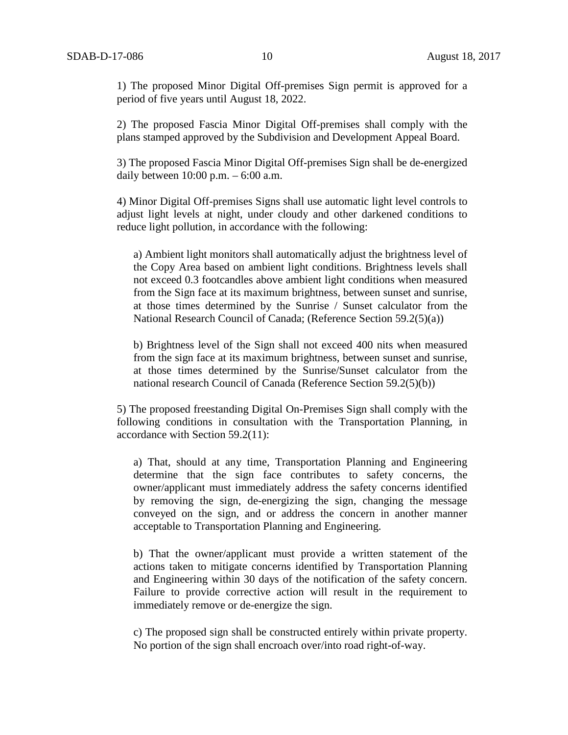1) The proposed Minor Digital Off-premises Sign permit is approved for a period of five years until August 18, 2022.

2) The proposed Fascia Minor Digital Off-premises shall comply with the plans stamped approved by the Subdivision and Development Appeal Board.

3) The proposed Fascia Minor Digital Off-premises Sign shall be de-energized daily between 10:00 p.m. – 6:00 a.m.

4) Minor Digital Off-premises Signs shall use automatic light level controls to adjust light levels at night, under cloudy and other darkened conditions to reduce light pollution, in accordance with the following:

> a) Ambient light monitors shall automatically adjust the brightness level of the Copy Area based on ambient light conditions. Brightness levels shall not exceed 0.3 footcandles above ambient light conditions when measured from the Sign face at its maximum brightness, between sunset and sunrise, at those times determined by the Sunrise / Sunset calculator from the National Research Council of Canada; (Reference Section 59.2(5)(a))
>
> b) Brightness level of the Sign shall not exceed 400 nits when measured from the sign face at its maximum brightness, between sunset and sunrise, at those times determined by the Sunrise/Sunset calculator from the national research Council of Canada (Reference Section 59.2(5)(b))

5) The proposed freestanding Digital On-Premises Sign shall comply with the following conditions in consultation with the Transportation Planning, in accordance with Section 59.2(11):

> a) That, should at any time, Transportation Planning and Engineering determine that the sign face contributes to safety concerns, the owner/applicant must immediately address the safety concerns identified by removing the sign, de-energizing the sign, changing the message conveyed on the sign, and or address the concern in another manner acceptable to Transportation Planning and Engineering.
>
> b) That the owner/applicant must provide a written statement of the actions taken to mitigate concerns identified by Transportation Planning and Engineering within 30 days of the notification of the safety concern. Failure to provide corrective action will result in the requirement to immediately remove or de-energize the sign.
>
> c) The proposed sign shall be constructed entirely within private property. No portion of the sign shall encroach over/into road right-of-way.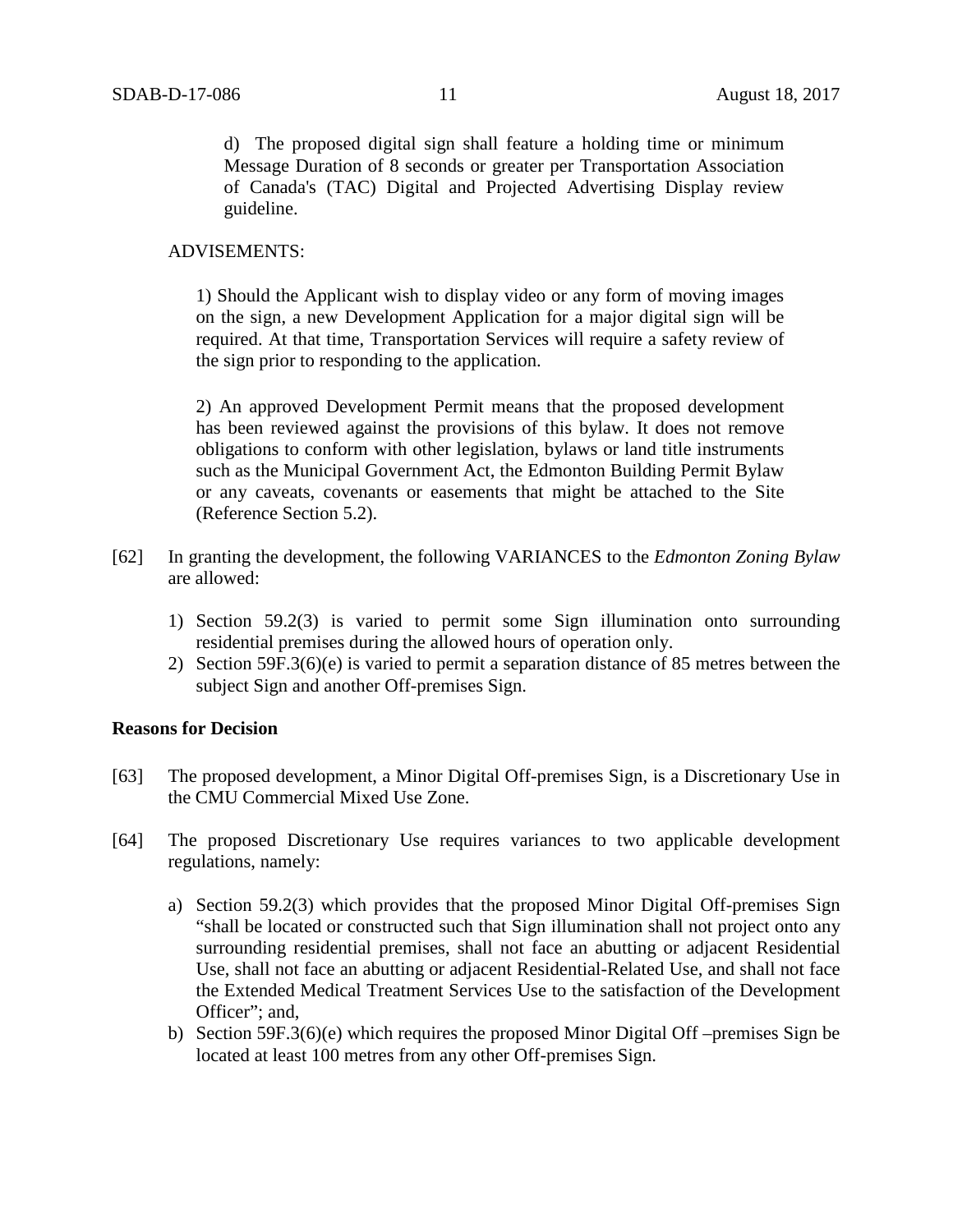d) The proposed digital sign shall feature a holding time or minimum Message Duration of 8 seconds or greater per Transportation Association of Canada's (TAC) Digital and Projected Advertising Display review guideline.

ADVISEMENTS:

1) Should the Applicant wish to display video or any form of moving images on the sign, a new Development Application for a major digital sign will be required. At that time, Transportation Services will require a safety review of the sign prior to responding to the application.

2) An approved Development Permit means that the proposed development has been reviewed against the provisions of this bylaw. It does not remove obligations to conform with other legislation, bylaws or land title instruments such as the Municipal Government Act, the Edmonton Building Permit Bylaw or any caveats, covenants or easements that might be attached to the Site (Reference Section 5.2).

[62] In granting the development, the following VARIANCES to the *Edmonton Zoning Bylaw* are allowed:

1) Section 59.2(3) is varied to permit some Sign illumination onto surrounding residential premises during the allowed hours of operation only.
2) Section 59F.3(6)(e) is varied to permit a separation distance of 85 metres between the subject Sign and another Off-premises Sign.

**Reasons for Decision**

[63] The proposed development, a Minor Digital Off-premises Sign, is a Discretionary Use in the CMU Commercial Mixed Use Zone.

[64] The proposed Discretionary Use requires variances to two applicable development regulations, namely:

a) Section 59.2(3) which provides that the proposed Minor Digital Off-premises Sign "shall be located or constructed such that Sign illumination shall not project onto any surrounding residential premises, shall not face an abutting or adjacent Residential Use, shall not face an abutting or adjacent Residential-Related Use, and shall not face the Extended Medical Treatment Services Use to the satisfaction of the Development Officer"; and,
b) Section 59F.3(6)(e) which requires the proposed Minor Digital Off –premises Sign be located at least 100 metres from any other Off-premises Sign.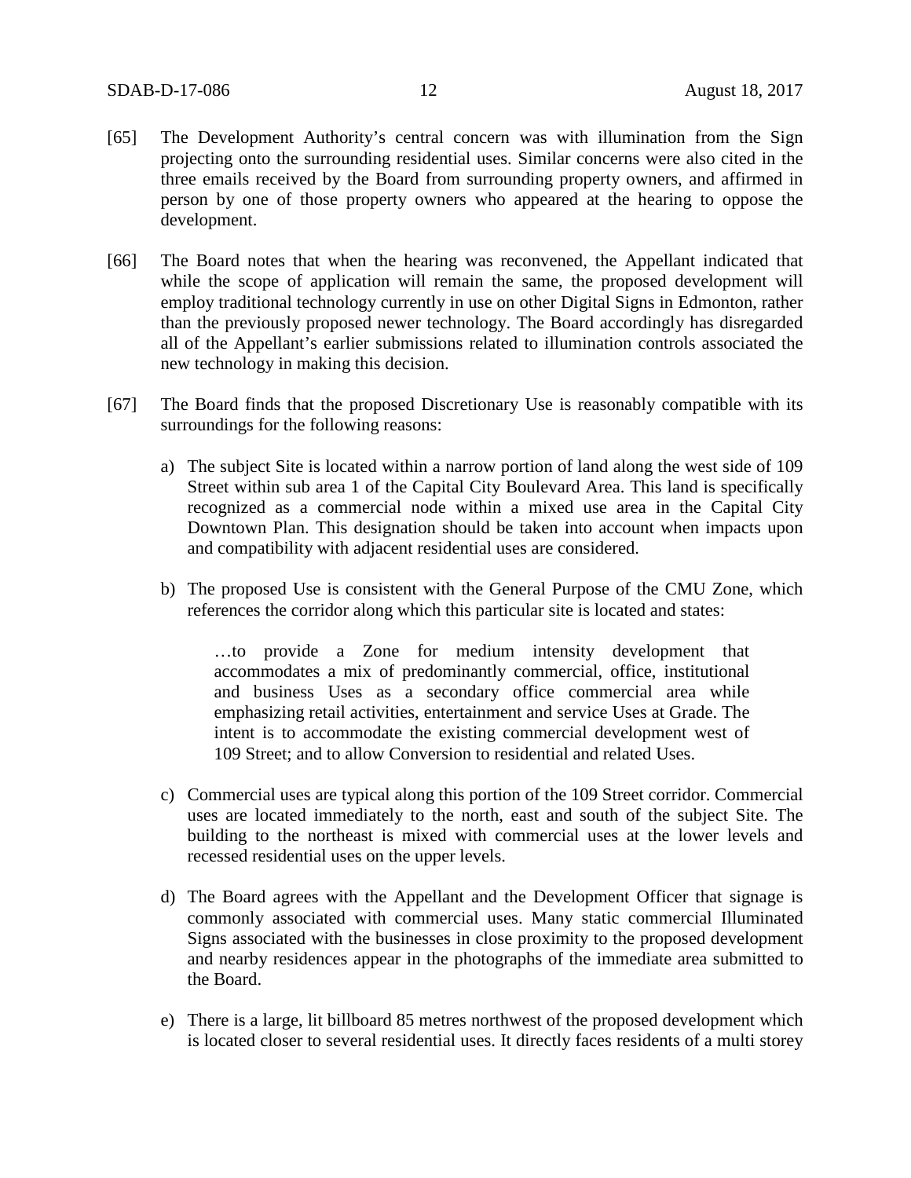[65] The Development Authority's central concern was with illumination from the Sign projecting onto the surrounding residential uses. Similar concerns were also cited in the three emails received by the Board from surrounding property owners, and affirmed in person by one of those property owners who appeared at the hearing to oppose the development.

[66] The Board notes that when the hearing was reconvened, the Appellant indicated that while the scope of application will remain the same, the proposed development will employ traditional technology currently in use on other Digital Signs in Edmonton, rather than the previously proposed newer technology. The Board accordingly has disregarded all of the Appellant's earlier submissions related to illumination controls associated the new technology in making this decision.

[67] The Board finds that the proposed Discretionary Use is reasonably compatible with its surroundings for the following reasons:

a) The subject Site is located within a narrow portion of land along the west side of 109 Street within sub area 1 of the Capital City Boulevard Area. This land is specifically recognized as a commercial node within a mixed use area in the Capital City Downtown Plan. This designation should be taken into account when impacts upon and compatibility with adjacent residential uses are considered.

b) The proposed Use is consistent with the General Purpose of the CMU Zone, which references the corridor along which this particular site is located and states:

> …to provide a Zone for medium intensity development that accommodates a mix of predominantly commercial, office, institutional and business Uses as a secondary office commercial area while emphasizing retail activities, entertainment and service Uses at Grade. The intent is to accommodate the existing commercial development west of 109 Street; and to allow Conversion to residential and related Uses.

c) Commercial uses are typical along this portion of the 109 Street corridor. Commercial uses are located immediately to the north, east and south of the subject Site. The building to the northeast is mixed with commercial uses at the lower levels and recessed residential uses on the upper levels.

d) The Board agrees with the Appellant and the Development Officer that signage is commonly associated with commercial uses. Many static commercial Illuminated Signs associated with the businesses in close proximity to the proposed development and nearby residences appear in the photographs of the immediate area submitted to the Board.

e) There is a large, lit billboard 85 metres northwest of the proposed development which is located closer to several residential uses. It directly faces residents of a multi storey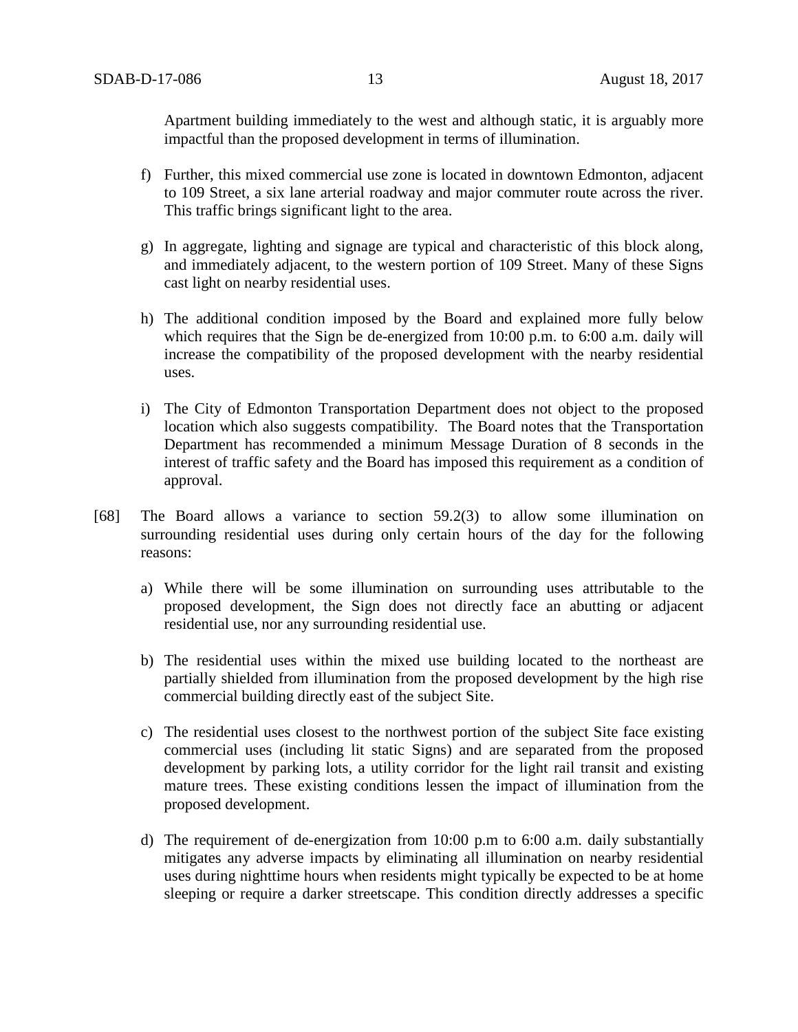Apartment building immediately to the west and although static, it is arguably more impactful than the proposed development in terms of illumination.

f) Further, this mixed commercial use zone is located in downtown Edmonton, adjacent to 109 Street, a six lane arterial roadway and major commuter route across the river. This traffic brings significant light to the area.

g) In aggregate, lighting and signage are typical and characteristic of this block along, and immediately adjacent, to the western portion of 109 Street. Many of these Signs cast light on nearby residential uses.

h) The additional condition imposed by the Board and explained more fully below which requires that the Sign be de-energized from 10:00 p.m. to 6:00 a.m. daily will increase the compatibility of the proposed development with the nearby residential uses.

i) The City of Edmonton Transportation Department does not object to the proposed location which also suggests compatibility. The Board notes that the Transportation Department has recommended a minimum Message Duration of 8 seconds in the interest of traffic safety and the Board has imposed this requirement as a condition of approval.

[68] The Board allows a variance to section 59.2(3) to allow some illumination on surrounding residential uses during only certain hours of the day for the following reasons:

a) While there will be some illumination on surrounding uses attributable to the proposed development, the Sign does not directly face an abutting or adjacent residential use, nor any surrounding residential use.

b) The residential uses within the mixed use building located to the northeast are partially shielded from illumination from the proposed development by the high rise commercial building directly east of the subject Site.

c) The residential uses closest to the northwest portion of the subject Site face existing commercial uses (including lit static Signs) and are separated from the proposed development by parking lots, a utility corridor for the light rail transit and existing mature trees. These existing conditions lessen the impact of illumination from the proposed development.

d) The requirement of de-energization from 10:00 p.m to 6:00 a.m. daily substantially mitigates any adverse impacts by eliminating all illumination on nearby residential uses during nighttime hours when residents might typically be expected to be at home sleeping or require a darker streetscape. This condition directly addresses a specific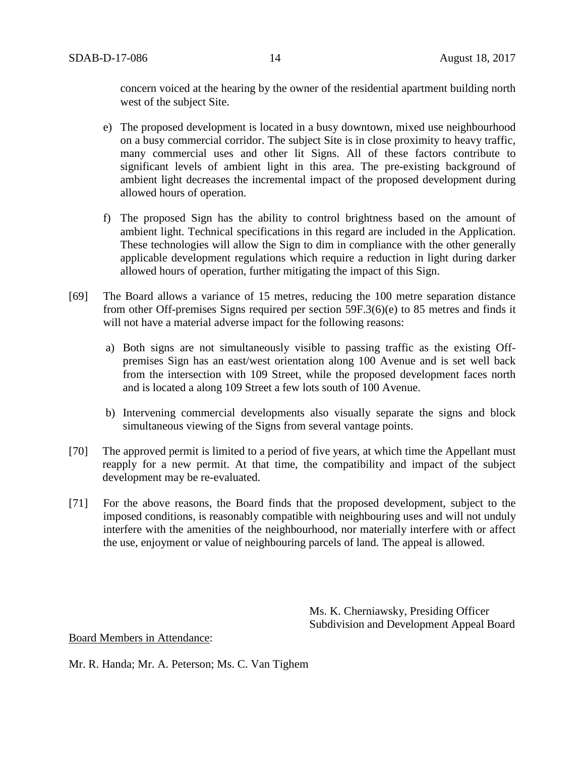concern voiced at the hearing by the owner of the residential apartment building north west of the subject Site.

e) The proposed development is located in a busy downtown, mixed use neighbourhood on a busy commercial corridor. The subject Site is in close proximity to heavy traffic, many commercial uses and other lit Signs. All of these factors contribute to significant levels of ambient light in this area. The pre-existing background of ambient light decreases the incremental impact of the proposed development during allowed hours of operation.

f) The proposed Sign has the ability to control brightness based on the amount of ambient light. Technical specifications in this regard are included in the Application. These technologies will allow the Sign to dim in compliance with the other generally applicable development regulations which require a reduction in light during darker allowed hours of operation, further mitigating the impact of this Sign.

[69] The Board allows a variance of 15 metres, reducing the 100 metre separation distance from other Off-premises Signs required per section 59F.3(6)(e) to 85 metres and finds it will not have a material adverse impact for the following reasons:

a) Both signs are not simultaneously visible to passing traffic as the existing Off-premises Sign has an east/west orientation along 100 Avenue and is set well back from the intersection with 109 Street, while the proposed development faces north and is located a along 109 Street a few lots south of 100 Avenue.

b) Intervening commercial developments also visually separate the signs and block simultaneous viewing of the Signs from several vantage points.

[70] The approved permit is limited to a period of five years, at which time the Appellant must reapply for a new permit. At that time, the compatibility and impact of the subject development may be re-evaluated.

[71] For the above reasons, the Board finds that the proposed development, subject to the imposed conditions, is reasonably compatible with neighbouring uses and will not unduly interfere with the amenities of the neighbourhood, nor materially interfere with or affect the use, enjoyment or value of neighbouring parcels of land. The appeal is allowed.

Ms. K. Cherniawsky, Presiding Officer
Subdivision and Development Appeal Board

Board Members in Attendance:

Mr. R. Handa; Mr. A. Peterson; Ms. C. Van Tighem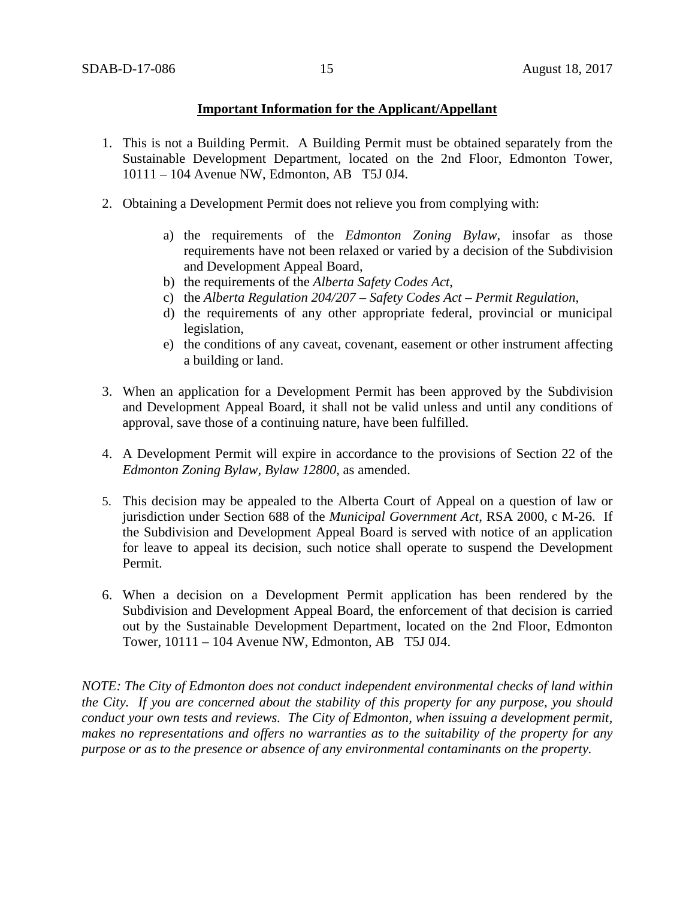**Important Information for the Applicant/Appellant**

1. This is not a Building Permit. A Building Permit must be obtained separately from the Sustainable Development Department, located on the 2nd Floor, Edmonton Tower, 10111 – 104 Avenue NW, Edmonton, AB T5J 0J4.

2. Obtaining a Development Permit does not relieve you from complying with:

    a) the requirements of the *Edmonton Zoning Bylaw*, insofar as those requirements have not been relaxed or varied by a decision of the Subdivision and Development Appeal Board,
    b) the requirements of the *Alberta Safety Codes Act*,
    c) the *Alberta Regulation 204/207 – Safety Codes Act – Permit Regulation*,
    d) the requirements of any other appropriate federal, provincial or municipal legislation,
    e) the conditions of any caveat, covenant, easement or other instrument affecting a building or land.

3. When an application for a Development Permit has been approved by the Subdivision and Development Appeal Board, it shall not be valid unless and until any conditions of approval, save those of a continuing nature, have been fulfilled.

4. A Development Permit will expire in accordance to the provisions of Section 22 of the *Edmonton Zoning Bylaw, Bylaw 12800*, as amended.

5. This decision may be appealed to the Alberta Court of Appeal on a question of law or jurisdiction under Section 688 of the *Municipal Government Act*, RSA 2000, c M-26. If the Subdivision and Development Appeal Board is served with notice of an application for leave to appeal its decision, such notice shall operate to suspend the Development Permit.

6. When a decision on a Development Permit application has been rendered by the Subdivision and Development Appeal Board, the enforcement of that decision is carried out by the Sustainable Development Department, located on the 2nd Floor, Edmonton Tower, 10111 – 104 Avenue NW, Edmonton, AB T5J 0J4.

*NOTE: The City of Edmonton does not conduct independent environmental checks of land within the City. If you are concerned about the stability of this property for any purpose, you should conduct your own tests and reviews. The City of Edmonton, when issuing a development permit, makes no representations and offers no warranties as to the suitability of the property for any purpose or as to the presence or absence of any environmental contaminants on the property.*